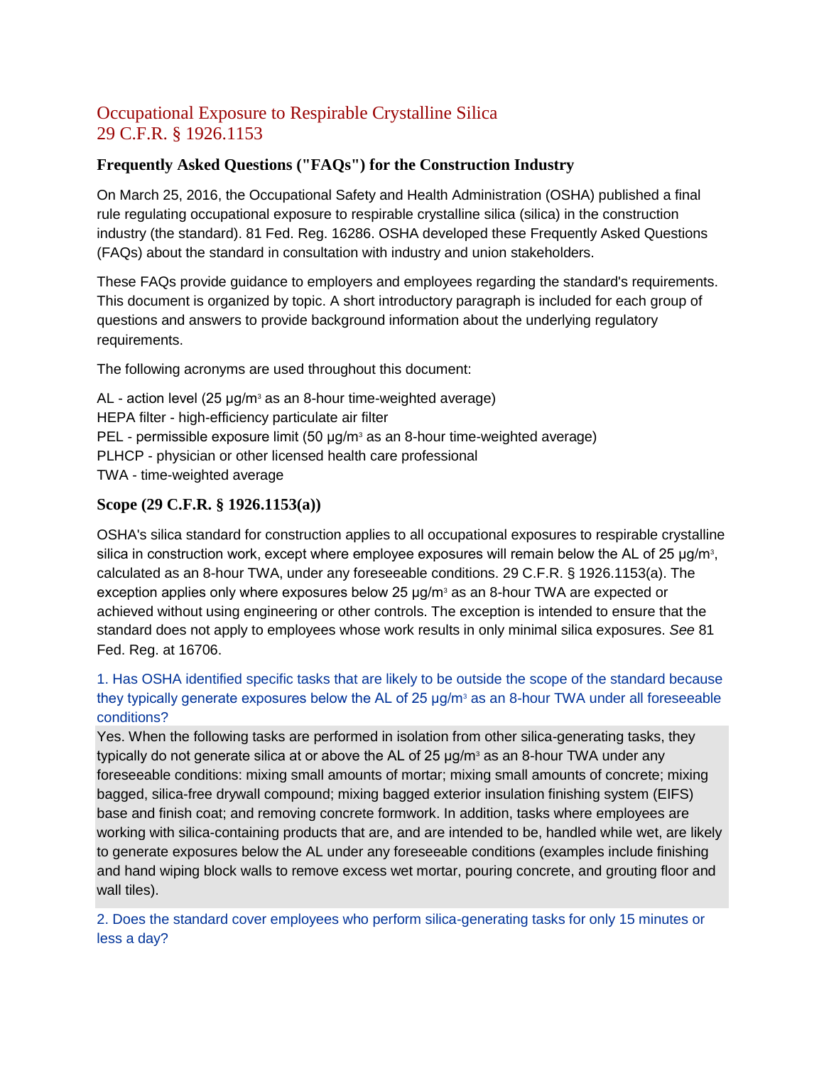# Occupational Exposure to Respirable Crystalline Silica
# 29 C.F.R. § 1926.1153

## Frequently Asked Questions ("FAQs") for the Construction Industry

On March 25, 2016, the Occupational Safety and Health Administration (OSHA) published a final rule regulating occupational exposure to respirable crystalline silica (silica) in the construction industry (the standard). 81 Fed. Reg. 16286. OSHA developed these Frequently Asked Questions (FAQs) about the standard in consultation with industry and union stakeholders.

These FAQs provide guidance to employers and employees regarding the standard's requirements. This document is organized by topic. A short introductory paragraph is included for each group of questions and answers to provide background information about the underlying regulatory requirements.

The following acronyms are used throughout this document:

AL - action level (25 μg/m³ as an 8-hour time-weighted average)
HEPA filter - high-efficiency particulate air filter
PEL - permissible exposure limit (50 μg/m³ as an 8-hour time-weighted average)
PLHCP - physician or other licensed health care professional
TWA - time-weighted average

### Scope (29 C.F.R. § 1926.1153(a))

OSHA's silica standard for construction applies to all occupational exposures to respirable crystalline silica in construction work, except where employee exposures will remain below the AL of 25 μg/m³, calculated as an 8-hour TWA, under any foreseeable conditions. 29 C.F.R. § 1926.1153(a). The exception applies only where exposures below 25 μg/m³ as an 8-hour TWA are expected or achieved without using engineering or other controls. The exception is intended to ensure that the standard does not apply to employees whose work results in only minimal silica exposures. *See* 81 Fed. Reg. at 16706.

1. Has OSHA identified specific tasks that are likely to be outside the scope of the standard because they typically generate exposures below the AL of 25 μg/m³ as an 8-hour TWA under all foreseeable conditions?

Yes. When the following tasks are performed in isolation from other silica-generating tasks, they typically do not generate silica at or above the AL of 25 μg/m³ as an 8-hour TWA under any foreseeable conditions: mixing small amounts of mortar; mixing small amounts of concrete; mixing bagged, silica-free drywall compound; mixing bagged exterior insulation finishing system (EIFS) base and finish coat; and removing concrete formwork. In addition, tasks where employees are working with silica-containing products that are, and are intended to be, handled while wet, are likely to generate exposures below the AL under any foreseeable conditions (examples include finishing and hand wiping block walls to remove excess wet mortar, pouring concrete, and grouting floor and wall tiles).

2. Does the standard cover employees who perform silica-generating tasks for only 15 minutes or less a day?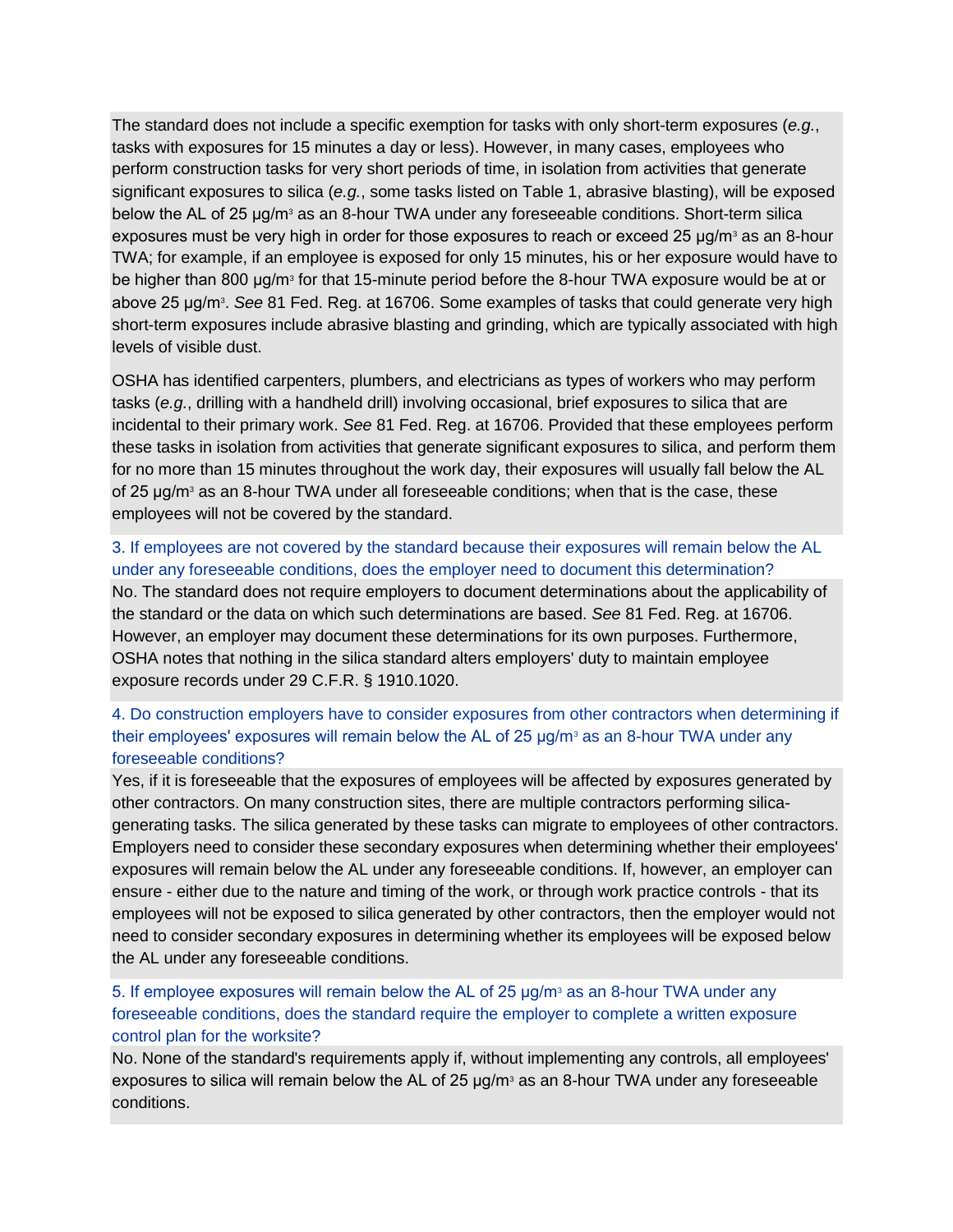The standard does not include a specific exemption for tasks with only short-term exposures (*e.g.*, tasks with exposures for 15 minutes a day or less). However, in many cases, employees who perform construction tasks for very short periods of time, in isolation from activities that generate significant exposures to silica (*e.g.*, some tasks listed on Table 1, abrasive blasting), will be exposed below the AL of 25 µg/m³ as an 8-hour TWA under any foreseeable conditions. Short-term silica exposures must be very high in order for those exposures to reach or exceed 25 µg/m³ as an 8-hour TWA; for example, if an employee is exposed for only 15 minutes, his or her exposure would have to be higher than 800 µg/m³ for that 15-minute period before the 8-hour TWA exposure would be at or above 25 µg/m³. *See* 81 Fed. Reg. at 16706. Some examples of tasks that could generate very high short-term exposures include abrasive blasting and grinding, which are typically associated with high levels of visible dust.

OSHA has identified carpenters, plumbers, and electricians as types of workers who may perform tasks (*e.g.*, drilling with a handheld drill) involving occasional, brief exposures to silica that are incidental to their primary work. *See* 81 Fed. Reg. at 16706. Provided that these employees perform these tasks in isolation from activities that generate significant exposures to silica, and perform them for no more than 15 minutes throughout the work day, their exposures will usually fall below the AL of 25 µg/m³ as an 8-hour TWA under all foreseeable conditions; when that is the case, these employees will not be covered by the standard.

### 3. If employees are not covered by the standard because their exposures will remain below the AL under any foreseeable conditions, does the employer need to document this determination?

No. The standard does not require employers to document determinations about the applicability of the standard or the data on which such determinations are based. *See* 81 Fed. Reg. at 16706. However, an employer may document these determinations for its own purposes. Furthermore, OSHA notes that nothing in the silica standard alters employers' duty to maintain employee exposure records under 29 C.F.R. § 1910.1020.

### 4. Do construction employers have to consider exposures from other contractors when determining if their employees' exposures will remain below the AL of 25 µg/m³ as an 8-hour TWA under any foreseeable conditions?

Yes, if it is foreseeable that the exposures of employees will be affected by exposures generated by other contractors. On many construction sites, there are multiple contractors performing silica-generating tasks. The silica generated by these tasks can migrate to employees of other contractors. Employers need to consider these secondary exposures when determining whether their employees' exposures will remain below the AL under any foreseeable conditions. If, however, an employer can ensure - either due to the nature and timing of the work, or through work practice controls - that its employees will not be exposed to silica generated by other contractors, then the employer would not need to consider secondary exposures in determining whether its employees will be exposed below the AL under any foreseeable conditions.

### 5. If employee exposures will remain below the AL of 25 µg/m³ as an 8-hour TWA under any foreseeable conditions, does the standard require the employer to complete a written exposure control plan for the worksite?

No. None of the standard's requirements apply if, without implementing any controls, all employees' exposures to silica will remain below the AL of 25 µg/m³ as an 8-hour TWA under any foreseeable conditions.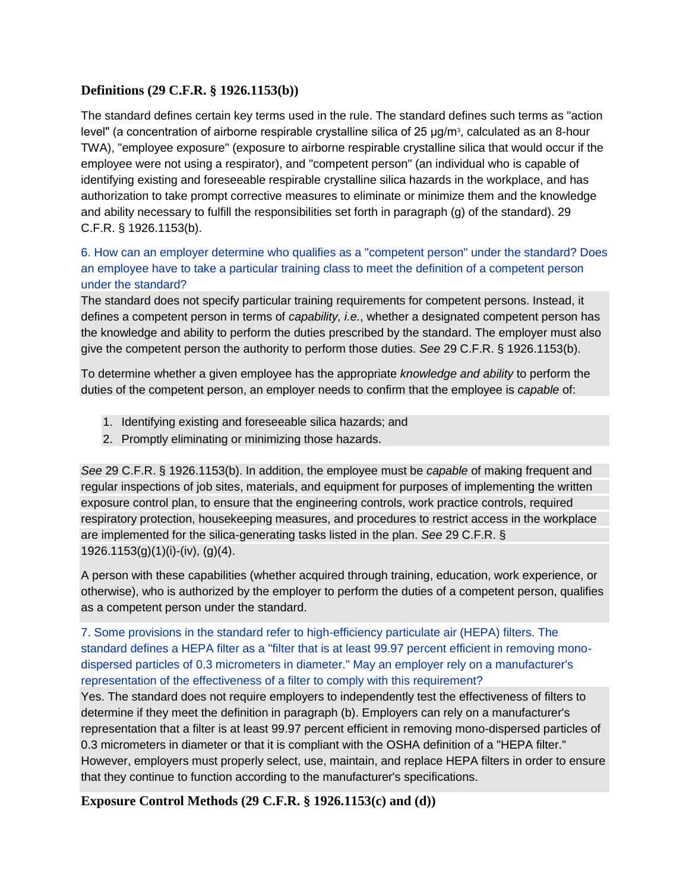### Definitions (29 C.F.R. § 1926.1153(b))

The standard defines certain key terms used in the rule. The standard defines such terms as "action level" (a concentration of airborne respirable crystalline silica of 25 μg/m$^3$, calculated as an 8-hour TWA), "employee exposure" (exposure to airborne respirable crystalline silica that would occur if the employee were not using a respirator), and "competent person" (an individual who is capable of identifying existing and foreseeable respirable crystalline silica hazards in the workplace, and has authorization to take prompt corrective measures to eliminate or minimize them and the knowledge and ability necessary to fulfill the responsibilities set forth in paragraph (g) of the standard). 29 C.F.R. § 1926.1153(b).

6. How can an employer determine who qualifies as a "competent person" under the standard? Does an employee have to take a particular training class to meet the definition of a competent person under the standard?

The standard does not specify particular training requirements for competent persons. Instead, it defines a competent person in terms of *capability, i.e.*, whether a designated competent person has the knowledge and ability to perform the duties prescribed by the standard. The employer must also give the competent person the authority to perform those duties. *See* 29 C.F.R. § 1926.1153(b).

To determine whether a given employee has the appropriate *knowledge and ability* to perform the duties of the competent person, an employer needs to confirm that the employee is *capable* of:

1. Identifying existing and foreseeable silica hazards; and
2. Promptly eliminating or minimizing those hazards.

*See* 29 C.F.R. § 1926.1153(b). In addition, the employee must be *capable* of making frequent and regular inspections of job sites, materials, and equipment for purposes of implementing the written exposure control plan, to ensure that the engineering controls, work practice controls, required respiratory protection, housekeeping measures, and procedures to restrict access in the workplace are implemented for the silica-generating tasks listed in the plan. *See* 29 C.F.R. § 1926.1153(g)(1)(i)-(iv), (g)(4).

A person with these capabilities (whether acquired through training, education, work experience, or otherwise), who is authorized by the employer to perform the duties of a competent person, qualifies as a competent person under the standard.

7. Some provisions in the standard refer to high-efficiency particulate air (HEPA) filters. The standard defines a HEPA filter as a "filter that is at least 99.97 percent efficient in removing mono-dispersed particles of 0.3 micrometers in diameter." May an employer rely on a manufacturer's representation of the effectiveness of a filter to comply with this requirement?

Yes. The standard does not require employers to independently test the effectiveness of filters to determine if they meet the definition in paragraph (b). Employers can rely on a manufacturer's representation that a filter is at least 99.97 percent efficient in removing mono-dispersed particles of 0.3 micrometers in diameter or that it is compliant with the OSHA definition of a "HEPA filter." However, employers must properly select, use, maintain, and replace HEPA filters in order to ensure that they continue to function according to the manufacturer's specifications.

### Exposure Control Methods (29 C.F.R. § 1926.1153(c) and (d))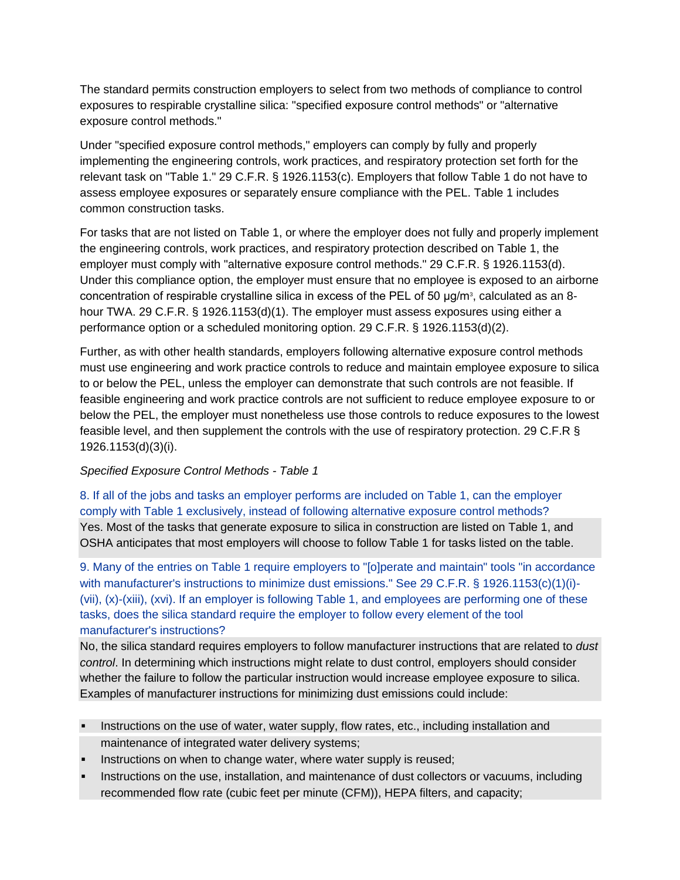The standard permits construction employers to select from two methods of compliance to control exposures to respirable crystalline silica: "specified exposure control methods" or "alternative exposure control methods."

Under "specified exposure control methods," employers can comply by fully and properly implementing the engineering controls, work practices, and respiratory protection set forth for the relevant task on "Table 1." 29 C.F.R. § 1926.1153(c). Employers that follow Table 1 do not have to assess employee exposures or separately ensure compliance with the PEL. Table 1 includes common construction tasks.

For tasks that are not listed on Table 1, or where the employer does not fully and properly implement the engineering controls, work practices, and respiratory protection described on Table 1, the employer must comply with "alternative exposure control methods." 29 C.F.R. § 1926.1153(d). Under this compliance option, the employer must ensure that no employee is exposed to an airborne concentration of respirable crystalline silica in excess of the PEL of 50 μg/m$^3$, calculated as an 8-hour TWA. 29 C.F.R. § 1926.1153(d)(1). The employer must assess exposures using either a performance option or a scheduled monitoring option. 29 C.F.R. § 1926.1153(d)(2).

Further, as with other health standards, employers following alternative exposure control methods must use engineering and work practice controls to reduce and maintain employee exposure to silica to or below the PEL, unless the employer can demonstrate that such controls are not feasible. If feasible engineering and work practice controls are not sufficient to reduce employee exposure to or below the PEL, the employer must nonetheless use those controls to reduce exposures to the lowest feasible level, and then supplement the controls with the use of respiratory protection. 29 C.F.R § 1926.1153(d)(3)(i).

*Specified Exposure Control Methods - Table 1*

8. If all of the jobs and tasks an employer performs are included on Table 1, can the employer comply with Table 1 exclusively, instead of following alternative exposure control methods?

Yes. Most of the tasks that generate exposure to silica in construction are listed on Table 1, and OSHA anticipates that most employers will choose to follow Table 1 for tasks listed on the table.

9. Many of the entries on Table 1 require employers to "[o]perate and maintain" tools "in accordance with manufacturer's instructions to minimize dust emissions." See 29 C.F.R. § 1926.1153(c)(1)(i)-(vii), (x)-(xiii), (xvi). If an employer is following Table 1, and employees are performing one of these tasks, does the silica standard require the employer to follow every element of the tool manufacturer's instructions?

No, the silica standard requires employers to follow manufacturer instructions that are related to *dust control*. In determining which instructions might relate to dust control, employers should consider whether the failure to follow the particular instruction would increase employee exposure to silica. Examples of manufacturer instructions for minimizing dust emissions could include:

- Instructions on the use of water, water supply, flow rates, etc., including installation and maintenance of integrated water delivery systems;
- Instructions on when to change water, where water supply is reused;
- Instructions on the use, installation, and maintenance of dust collectors or vacuums, including recommended flow rate (cubic feet per minute (CFM)), HEPA filters, and capacity;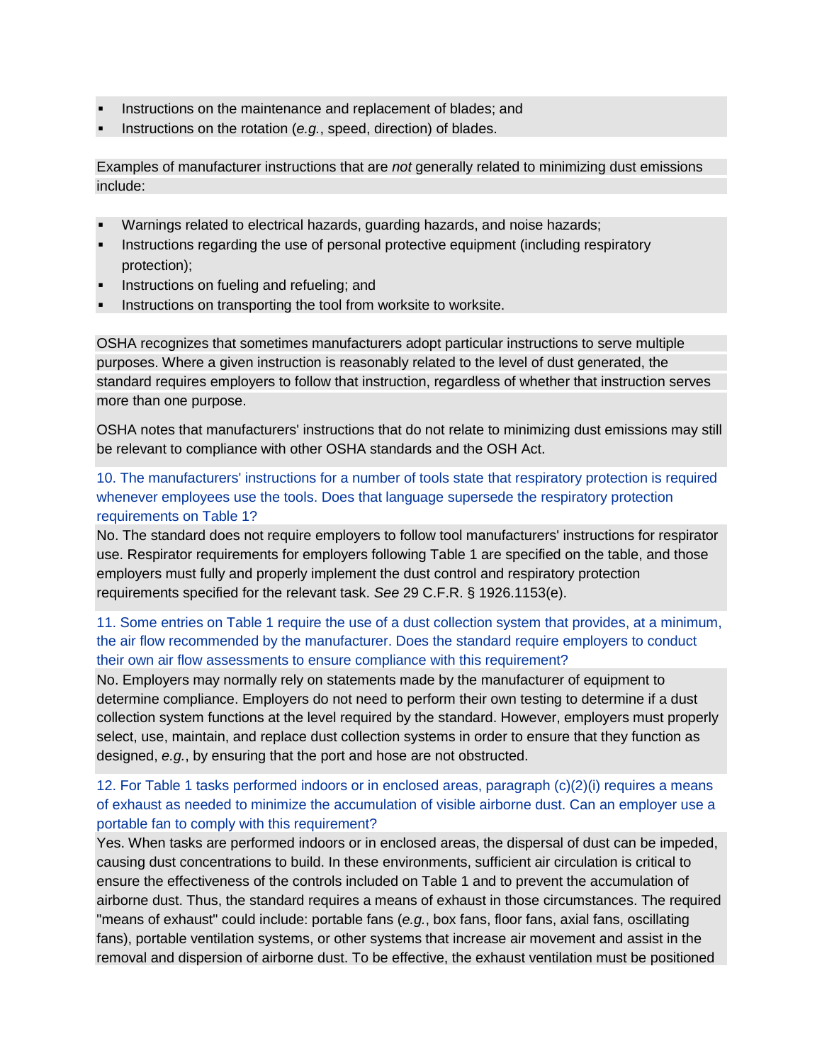- Instructions on the maintenance and replacement of blades; and
- Instructions on the rotation (*e.g.*, speed, direction) of blades.

Examples of manufacturer instructions that are *not* generally related to minimizing dust emissions include:

- Warnings related to electrical hazards, guarding hazards, and noise hazards;
- Instructions regarding the use of personal protective equipment (including respiratory protection);
- Instructions on fueling and refueling; and
- Instructions on transporting the tool from worksite to worksite.

OSHA recognizes that sometimes manufacturers adopt particular instructions to serve multiple purposes. Where a given instruction is reasonably related to the level of dust generated, the standard requires employers to follow that instruction, regardless of whether that instruction serves more than one purpose.

OSHA notes that manufacturers' instructions that do not relate to minimizing dust emissions may still be relevant to compliance with other OSHA standards and the OSH Act.

**10. The manufacturers' instructions for a number of tools state that respiratory protection is required whenever employees use the tools. Does that language supersede the respiratory protection requirements on Table 1?**

No. The standard does not require employers to follow tool manufacturers' instructions for respirator use. Respirator requirements for employers following Table 1 are specified on the table, and those employers must fully and properly implement the dust control and respiratory protection requirements specified for the relevant task. *See* 29 C.F.R. § 1926.1153(e).

**11. Some entries on Table 1 require the use of a dust collection system that provides, at a minimum, the air flow recommended by the manufacturer. Does the standard require employers to conduct their own air flow assessments to ensure compliance with this requirement?**

No. Employers may normally rely on statements made by the manufacturer of equipment to determine compliance. Employers do not need to perform their own testing to determine if a dust collection system functions at the level required by the standard. However, employers must properly select, use, maintain, and replace dust collection systems in order to ensure that they function as designed, *e.g.*, by ensuring that the port and hose are not obstructed.

**12. For Table 1 tasks performed indoors or in enclosed areas, paragraph (c)(2)(i) requires a means of exhaust as needed to minimize the accumulation of visible airborne dust. Can an employer use a portable fan to comply with this requirement?**

Yes. When tasks are performed indoors or in enclosed areas, the dispersal of dust can be impeded, causing dust concentrations to build. In these environments, sufficient air circulation is critical to ensure the effectiveness of the controls included on Table 1 and to prevent the accumulation of airborne dust. Thus, the standard requires a means of exhaust in those circumstances. The required "means of exhaust" could include: portable fans (*e.g.*, box fans, floor fans, axial fans, oscillating fans), portable ventilation systems, or other systems that increase air movement and assist in the removal and dispersion of airborne dust. To be effective, the exhaust ventilation must be positioned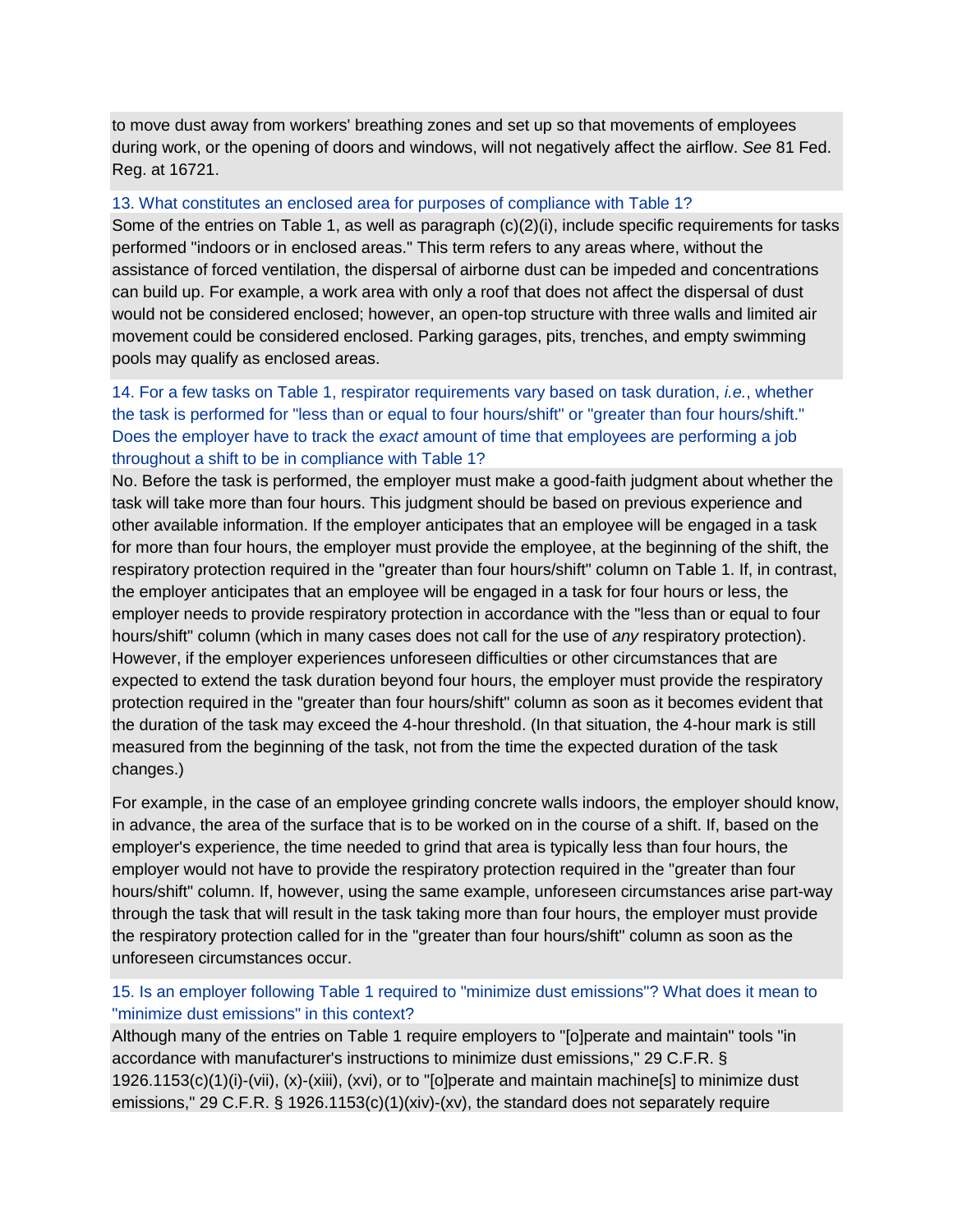to move dust away from workers' breathing zones and set up so that movements of employees during work, or the opening of doors and windows, will not negatively affect the airflow. *See* 81 Fed. Reg. at 16721.

### 13. What constitutes an enclosed area for purposes of compliance with Table 1?

Some of the entries on Table 1, as well as paragraph (c)(2)(i), include specific requirements for tasks performed "indoors or in enclosed areas." This term refers to any areas where, without the assistance of forced ventilation, the dispersal of airborne dust can be impeded and concentrations can build up. For example, a work area with only a roof that does not affect the dispersal of dust would not be considered enclosed; however, an open-top structure with three walls and limited air movement could be considered enclosed. Parking garages, pits, trenches, and empty swimming pools may qualify as enclosed areas.

### 14. For a few tasks on Table 1, respirator requirements vary based on task duration, *i.e.*, whether the task is performed for "less than or equal to four hours/shift" or "greater than four hours/shift." Does the employer have to track the *exact* amount of time that employees are performing a job throughout a shift to be in compliance with Table 1?

No. Before the task is performed, the employer must make a good-faith judgment about whether the task will take more than four hours. This judgment should be based on previous experience and other available information. If the employer anticipates that an employee will be engaged in a task for more than four hours, the employer must provide the employee, at the beginning of the shift, the respiratory protection required in the "greater than four hours/shift" column on Table 1. If, in contrast, the employer anticipates that an employee will be engaged in a task for four hours or less, the employer needs to provide respiratory protection in accordance with the "less than or equal to four hours/shift" column (which in many cases does not call for the use of *any* respiratory protection). However, if the employer experiences unforeseen difficulties or other circumstances that are expected to extend the task duration beyond four hours, the employer must provide the respiratory protection required in the "greater than four hours/shift" column as soon as it becomes evident that the duration of the task may exceed the 4-hour threshold. (In that situation, the 4-hour mark is still measured from the beginning of the task, not from the time the expected duration of the task changes.)

For example, in the case of an employee grinding concrete walls indoors, the employer should know, in advance, the area of the surface that is to be worked on in the course of a shift. If, based on the employer's experience, the time needed to grind that area is typically less than four hours, the employer would not have to provide the respiratory protection required in the "greater than four hours/shift" column. If, however, using the same example, unforeseen circumstances arise part-way through the task that will result in the task taking more than four hours, the employer must provide the respiratory protection called for in the "greater than four hours/shift" column as soon as the unforeseen circumstances occur.

### 15. Is an employer following Table 1 required to "minimize dust emissions"? What does it mean to "minimize dust emissions" in this context?

Although many of the entries on Table 1 require employers to "[o]perate and maintain" tools "in accordance with manufacturer's instructions to minimize dust emissions," 29 C.F.R. § 1926.1153(c)(1)(i)-(vii), (x)-(xiii), (xvi), or to "[o]perate and maintain machine[s] to minimize dust emissions," 29 C.F.R. § 1926.1153(c)(1)(xiv)-(xv), the standard does not separately require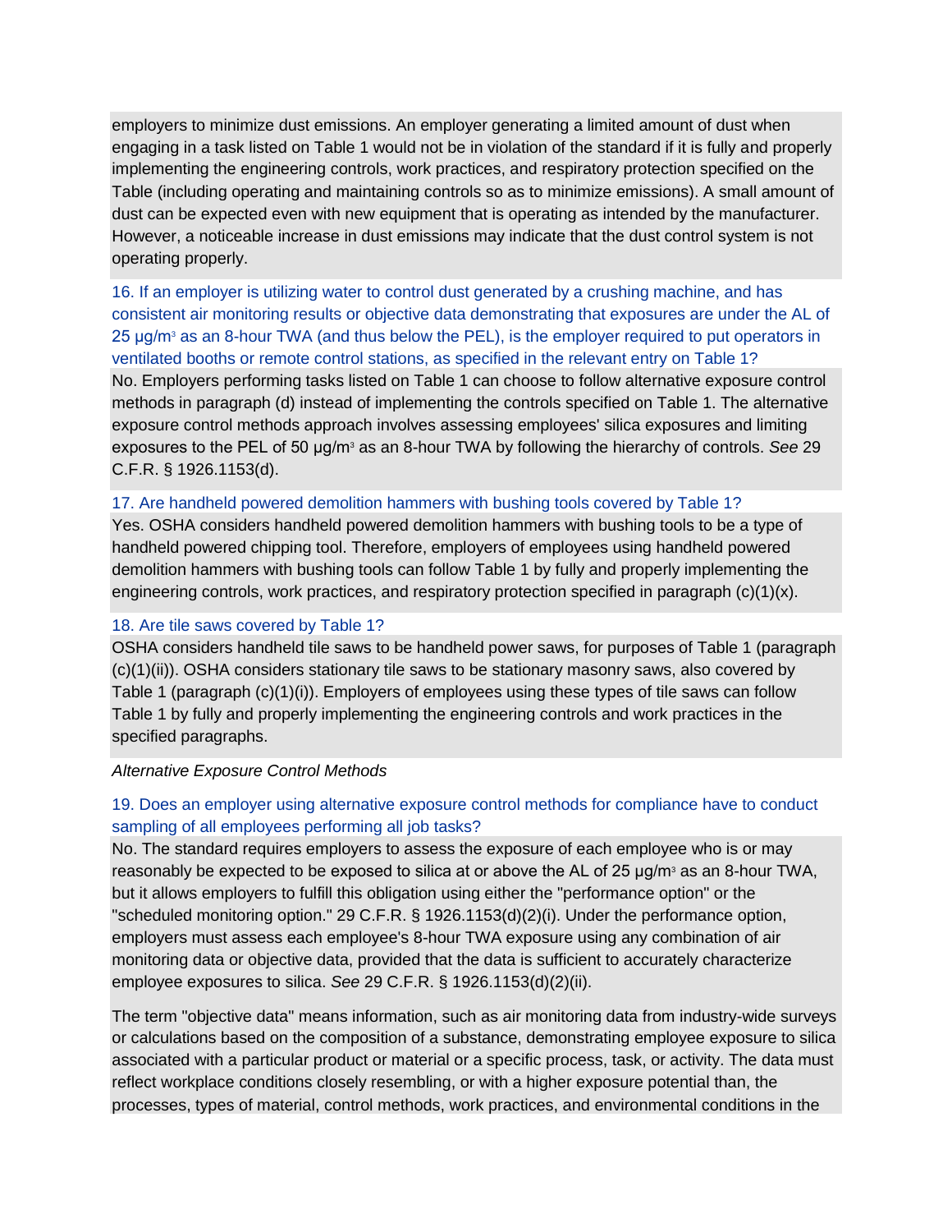employers to minimize dust emissions. An employer generating a limited amount of dust when engaging in a task listed on Table 1 would not be in violation of the standard if it is fully and properly implementing the engineering controls, work practices, and respiratory protection specified on the Table (including operating and maintaining controls so as to minimize emissions). A small amount of dust can be expected even with new equipment that is operating as intended by the manufacturer. However, a noticeable increase in dust emissions may indicate that the dust control system is not operating properly.

16. If an employer is utilizing water to control dust generated by a crushing machine, and has consistent air monitoring results or objective data demonstrating that exposures are under the AL of 25 μg/m³ as an 8-hour TWA (and thus below the PEL), is the employer required to put operators in ventilated booths or remote control stations, as specified in the relevant entry on Table 1?

No. Employers performing tasks listed on Table 1 can choose to follow alternative exposure control methods in paragraph (d) instead of implementing the controls specified on Table 1. The alternative exposure control methods approach involves assessing employees' silica exposures and limiting exposures to the PEL of 50 μg/m³ as an 8-hour TWA by following the hierarchy of controls. *See* 29 C.F.R. § 1926.1153(d).

17. Are handheld powered demolition hammers with bushing tools covered by Table 1?

Yes. OSHA considers handheld powered demolition hammers with bushing tools to be a type of handheld powered chipping tool. Therefore, employers of employees using handheld powered demolition hammers with bushing tools can follow Table 1 by fully and properly implementing the engineering controls, work practices, and respiratory protection specified in paragraph (c)(1)(x).

18. Are tile saws covered by Table 1?

OSHA considers handheld tile saws to be handheld power saws, for purposes of Table 1 (paragraph (c)(1)(ii)). OSHA considers stationary tile saws to be stationary masonry saws, also covered by Table 1 (paragraph (c)(1)(i)). Employers of employees using these types of tile saws can follow Table 1 by fully and properly implementing the engineering controls and work practices in the specified paragraphs.

*Alternative Exposure Control Methods*

19. Does an employer using alternative exposure control methods for compliance have to conduct sampling of all employees performing all job tasks?

No. The standard requires employers to assess the exposure of each employee who is or may reasonably be expected to be exposed to silica at or above the AL of 25 μg/m³ as an 8-hour TWA, but it allows employers to fulfill this obligation using either the "performance option" or the "scheduled monitoring option." 29 C.F.R. § 1926.1153(d)(2)(i). Under the performance option, employers must assess each employee's 8-hour TWA exposure using any combination of air monitoring data or objective data, provided that the data is sufficient to accurately characterize employee exposures to silica. *See* 29 C.F.R. § 1926.1153(d)(2)(ii).

The term "objective data" means information, such as air monitoring data from industry-wide surveys or calculations based on the composition of a substance, demonstrating employee exposure to silica associated with a particular product or material or a specific process, task, or activity. The data must reflect workplace conditions closely resembling, or with a higher exposure potential than, the processes, types of material, control methods, work practices, and environmental conditions in the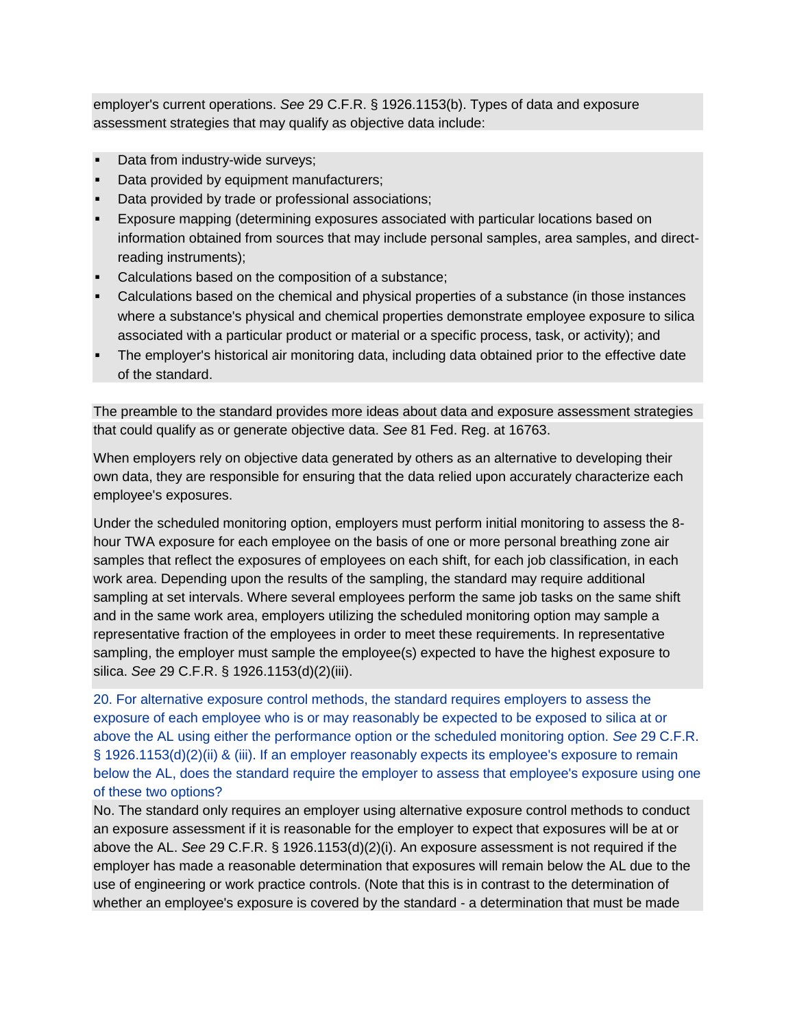employer's current operations. *See* 29 C.F.R. § 1926.1153(b). Types of data and exposure assessment strategies that may qualify as objective data include:

- Data from industry-wide surveys;
- Data provided by equipment manufacturers;
- Data provided by trade or professional associations;
- Exposure mapping (determining exposures associated with particular locations based on information obtained from sources that may include personal samples, area samples, and direct-reading instruments);
- Calculations based on the composition of a substance;
- Calculations based on the chemical and physical properties of a substance (in those instances where a substance's physical and chemical properties demonstrate employee exposure to silica associated with a particular product or material or a specific process, task, or activity); and
- The employer's historical air monitoring data, including data obtained prior to the effective date of the standard.

The preamble to the standard provides more ideas about data and exposure assessment strategies that could qualify as or generate objective data. *See* 81 Fed. Reg. at 16763.

When employers rely on objective data generated by others as an alternative to developing their own data, they are responsible for ensuring that the data relied upon accurately characterize each employee's exposures.

Under the scheduled monitoring option, employers must perform initial monitoring to assess the 8-hour TWA exposure for each employee on the basis of one or more personal breathing zone air samples that reflect the exposures of employees on each shift, for each job classification, in each work area. Depending upon the results of the sampling, the standard may require additional sampling at set intervals. Where several employees perform the same job tasks on the same shift and in the same work area, employers utilizing the scheduled monitoring option may sample a representative fraction of the employees in order to meet these requirements. In representative sampling, the employer must sample the employee(s) expected to have the highest exposure to silica. *See* 29 C.F.R. § 1926.1153(d)(2)(iii).

20. For alternative exposure control methods, the standard requires employers to assess the exposure of each employee who is or may reasonably be expected to be exposed to silica at or above the AL using either the performance option or the scheduled monitoring option. *See* 29 C.F.R. § 1926.1153(d)(2)(ii) & (iii). If an employer reasonably expects its employee's exposure to remain below the AL, does the standard require the employer to assess that employee's exposure using one of these two options?

No. The standard only requires an employer using alternative exposure control methods to conduct an exposure assessment if it is reasonable for the employer to expect that exposures will be at or above the AL. *See* 29 C.F.R. § 1926.1153(d)(2)(i). An exposure assessment is not required if the employer has made a reasonable determination that exposures will remain below the AL due to the use of engineering or work practice controls. (Note that this is in contrast to the determination of whether an employee's exposure is covered by the standard - a determination that must be made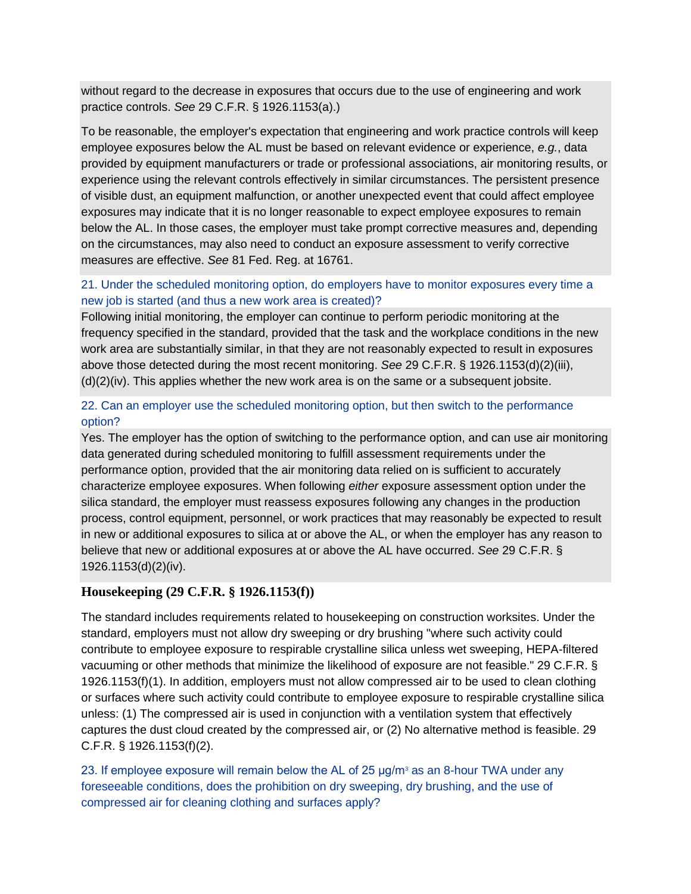without regard to the decrease in exposures that occurs due to the use of engineering and work practice controls. *See* 29 C.F.R. § 1926.1153(a).)

To be reasonable, the employer's expectation that engineering and work practice controls will keep employee exposures below the AL must be based on relevant evidence or experience, *e.g.*, data provided by equipment manufacturers or trade or professional associations, air monitoring results, or experience using the relevant controls effectively in similar circumstances. The persistent presence of visible dust, an equipment malfunction, or another unexpected event that could affect employee exposures may indicate that it is no longer reasonable to expect employee exposures to remain below the AL. In those cases, the employer must take prompt corrective measures and, depending on the circumstances, may also need to conduct an exposure assessment to verify corrective measures are effective. *See* 81 Fed. Reg. at 16761.

21. Under the scheduled monitoring option, do employers have to monitor exposures every time a new job is started (and thus a new work area is created)?

Following initial monitoring, the employer can continue to perform periodic monitoring at the frequency specified in the standard, provided that the task and the workplace conditions in the new work area are substantially similar, in that they are not reasonably expected to result in exposures above those detected during the most recent monitoring. *See* 29 C.F.R. § 1926.1153(d)(2)(iii), (d)(2)(iv). This applies whether the new work area is on the same or a subsequent jobsite.

22. Can an employer use the scheduled monitoring option, but then switch to the performance option?

Yes. The employer has the option of switching to the performance option, and can use air monitoring data generated during scheduled monitoring to fulfill assessment requirements under the performance option, provided that the air monitoring data relied on is sufficient to accurately characterize employee exposures. When following *either* exposure assessment option under the silica standard, the employer must reassess exposures following any changes in the production process, control equipment, personnel, or work practices that may reasonably be expected to result in new or additional exposures to silica at or above the AL, or when the employer has any reason to believe that new or additional exposures at or above the AL have occurred. *See* 29 C.F.R. § 1926.1153(d)(2)(iv).

## Housekeeping (29 C.F.R. § 1926.1153(f))

The standard includes requirements related to housekeeping on construction worksites. Under the standard, employers must not allow dry sweeping or dry brushing "where such activity could contribute to employee exposure to respirable crystalline silica unless wet sweeping, HEPA-filtered vacuuming or other methods that minimize the likelihood of exposure are not feasible." 29 C.F.R. § 1926.1153(f)(1). In addition, employers must not allow compressed air to be used to clean clothing or surfaces where such activity could contribute to employee exposure to respirable crystalline silica unless: (1) The compressed air is used in conjunction with a ventilation system that effectively captures the dust cloud created by the compressed air, or (2) No alternative method is feasible. 29 C.F.R. § 1926.1153(f)(2).

23. If employee exposure will remain below the AL of 25 μg/m³ as an 8-hour TWA under any foreseeable conditions, does the prohibition on dry sweeping, dry brushing, and the use of compressed air for cleaning clothing and surfaces apply?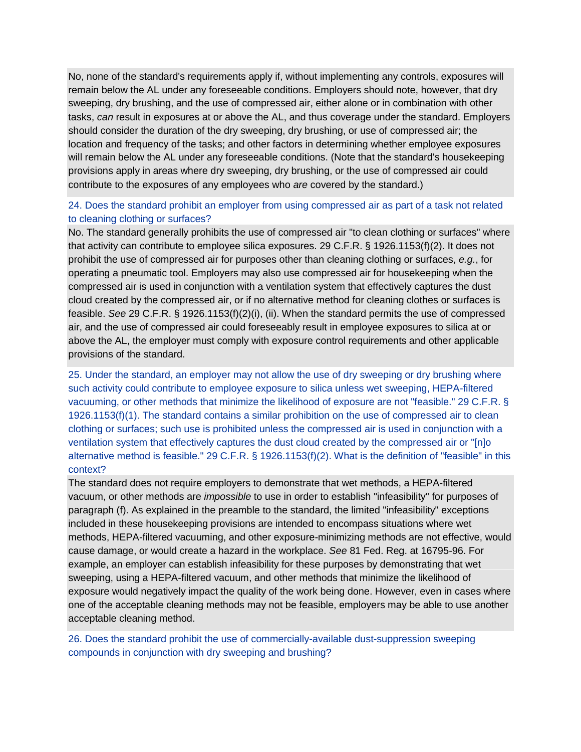No, none of the standard's requirements apply if, without implementing any controls, exposures will remain below the AL under any foreseeable conditions. Employers should note, however, that dry sweeping, dry brushing, and the use of compressed air, either alone or in combination with other tasks, *can* result in exposures at or above the AL, and thus coverage under the standard. Employers should consider the duration of the dry sweeping, dry brushing, or use of compressed air; the location and frequency of the tasks; and other factors in determining whether employee exposures will remain below the AL under any foreseeable conditions. (Note that the standard's housekeeping provisions apply in areas where dry sweeping, dry brushing, or the use of compressed air could contribute to the exposures of any employees who *are* covered by the standard.)

24. Does the standard prohibit an employer from using compressed air as part of a task not related to cleaning clothing or surfaces?

No. The standard generally prohibits the use of compressed air "to clean clothing or surfaces" where that activity can contribute to employee silica exposures. 29 C.F.R. § 1926.1153(f)(2). It does not prohibit the use of compressed air for purposes other than cleaning clothing or surfaces, *e.g.*, for operating a pneumatic tool. Employers may also use compressed air for housekeeping when the compressed air is used in conjunction with a ventilation system that effectively captures the dust cloud created by the compressed air, or if no alternative method for cleaning clothes or surfaces is feasible. *See* 29 C.F.R. § 1926.1153(f)(2)(i), (ii). When the standard permits the use of compressed air, and the use of compressed air could foreseeably result in employee exposures to silica at or above the AL, the employer must comply with exposure control requirements and other applicable provisions of the standard.

25. Under the standard, an employer may not allow the use of dry sweeping or dry brushing where such activity could contribute to employee exposure to silica unless wet sweeping, HEPA-filtered vacuuming, or other methods that minimize the likelihood of exposure are not "feasible." 29 C.F.R. § 1926.1153(f)(1). The standard contains a similar prohibition on the use of compressed air to clean clothing or surfaces; such use is prohibited unless the compressed air is used in conjunction with a ventilation system that effectively captures the dust cloud created by the compressed air or "[n]o alternative method is feasible." 29 C.F.R. § 1926.1153(f)(2). What is the definition of "feasible" in this context?

The standard does not require employers to demonstrate that wet methods, a HEPA-filtered vacuum, or other methods are *impossible* to use in order to establish "infeasibility" for purposes of paragraph (f). As explained in the preamble to the standard, the limited "infeasibility" exceptions included in these housekeeping provisions are intended to encompass situations where wet methods, HEPA-filtered vacuuming, and other exposure-minimizing methods are not effective, would cause damage, or would create a hazard in the workplace. *See* 81 Fed. Reg. at 16795-96. For example, an employer can establish infeasibility for these purposes by demonstrating that wet sweeping, using a HEPA-filtered vacuum, and other methods that minimize the likelihood of exposure would negatively impact the quality of the work being done. However, even in cases where one of the acceptable cleaning methods may not be feasible, employers may be able to use another acceptable cleaning method.

26. Does the standard prohibit the use of commercially-available dust-suppression sweeping compounds in conjunction with dry sweeping and brushing?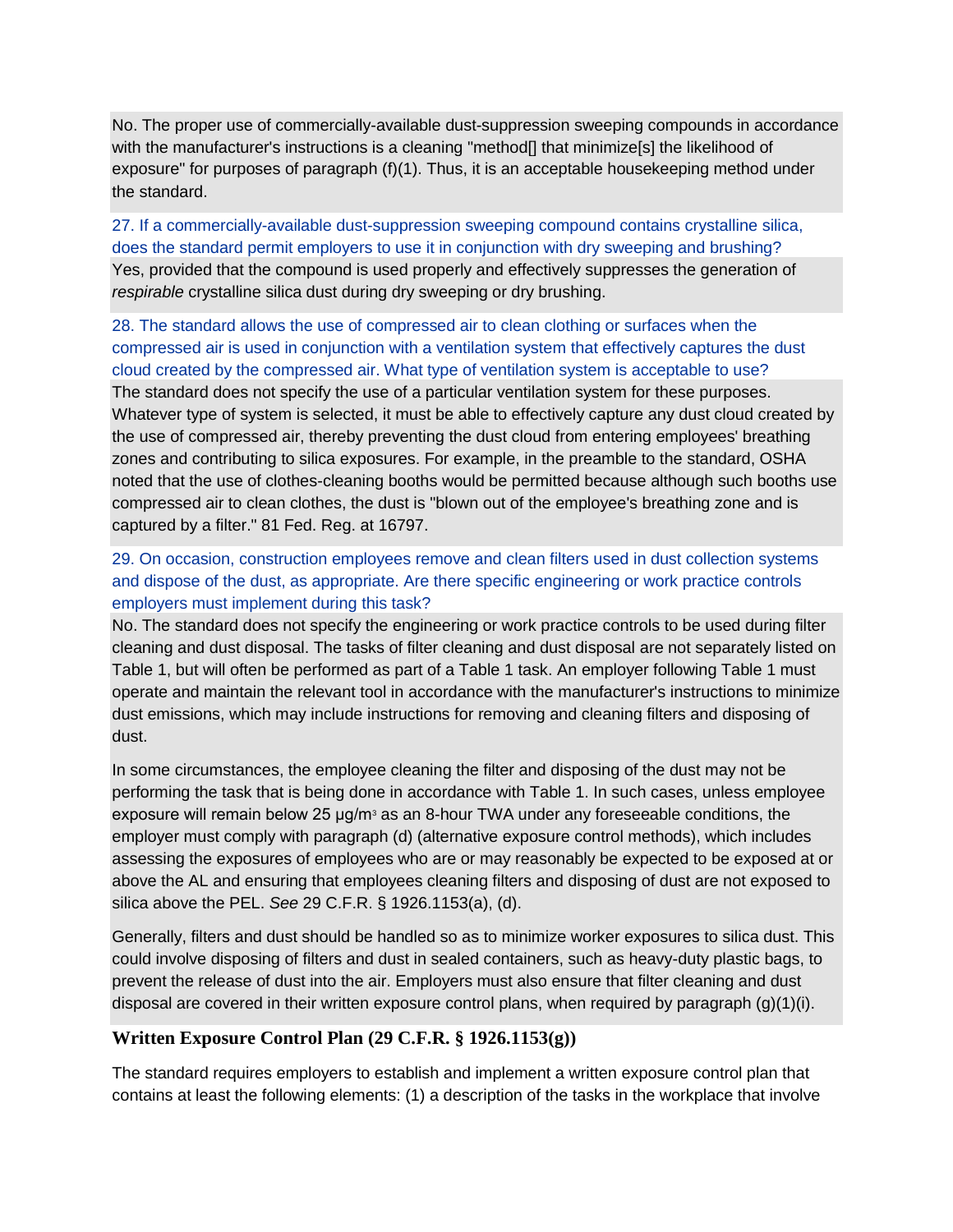No. The proper use of commercially-available dust-suppression sweeping compounds in accordance with the manufacturer's instructions is a cleaning "method[] that minimize[s] the likelihood of exposure" for purposes of paragraph (f)(1). Thus, it is an acceptable housekeeping method under the standard.

27. If a commercially-available dust-suppression sweeping compound contains crystalline silica, does the standard permit employers to use it in conjunction with dry sweeping and brushing?

Yes, provided that the compound is used properly and effectively suppresses the generation of *respirable* crystalline silica dust during dry sweeping or dry brushing.

28. The standard allows the use of compressed air to clean clothing or surfaces when the compressed air is used in conjunction with a ventilation system that effectively captures the dust cloud created by the compressed air. What type of ventilation system is acceptable to use?

The standard does not specify the use of a particular ventilation system for these purposes. Whatever type of system is selected, it must be able to effectively capture any dust cloud created by the use of compressed air, thereby preventing the dust cloud from entering employees' breathing zones and contributing to silica exposures. For example, in the preamble to the standard, OSHA noted that the use of clothes-cleaning booths would be permitted because although such booths use compressed air to clean clothes, the dust is "blown out of the employee's breathing zone and is captured by a filter." 81 Fed. Reg. at 16797.

29. On occasion, construction employees remove and clean filters used in dust collection systems and dispose of the dust, as appropriate. Are there specific engineering or work practice controls employers must implement during this task?

No. The standard does not specify the engineering or work practice controls to be used during filter cleaning and dust disposal. The tasks of filter cleaning and dust disposal are not separately listed on Table 1, but will often be performed as part of a Table 1 task. An employer following Table 1 must operate and maintain the relevant tool in accordance with the manufacturer's instructions to minimize dust emissions, which may include instructions for removing and cleaning filters and disposing of dust.

In some circumstances, the employee cleaning the filter and disposing of the dust may not be performing the task that is being done in accordance with Table 1. In such cases, unless employee exposure will remain below 25 μg/m$^3$ as an 8-hour TWA under any foreseeable conditions, the employer must comply with paragraph (d) (alternative exposure control methods), which includes assessing the exposures of employees who are or may reasonably be expected to be exposed at or above the AL and ensuring that employees cleaning filters and disposing of dust are not exposed to silica above the PEL. *See* 29 C.F.R. § 1926.1153(a), (d).

Generally, filters and dust should be handled so as to minimize worker exposures to silica dust. This could involve disposing of filters and dust in sealed containers, such as heavy-duty plastic bags, to prevent the release of dust into the air. Employers must also ensure that filter cleaning and dust disposal are covered in their written exposure control plans, when required by paragraph (g)(1)(i).

## Written Exposure Control Plan (29 C.F.R. § 1926.1153(g))

The standard requires employers to establish and implement a written exposure control plan that contains at least the following elements: (1) a description of the tasks in the workplace that involve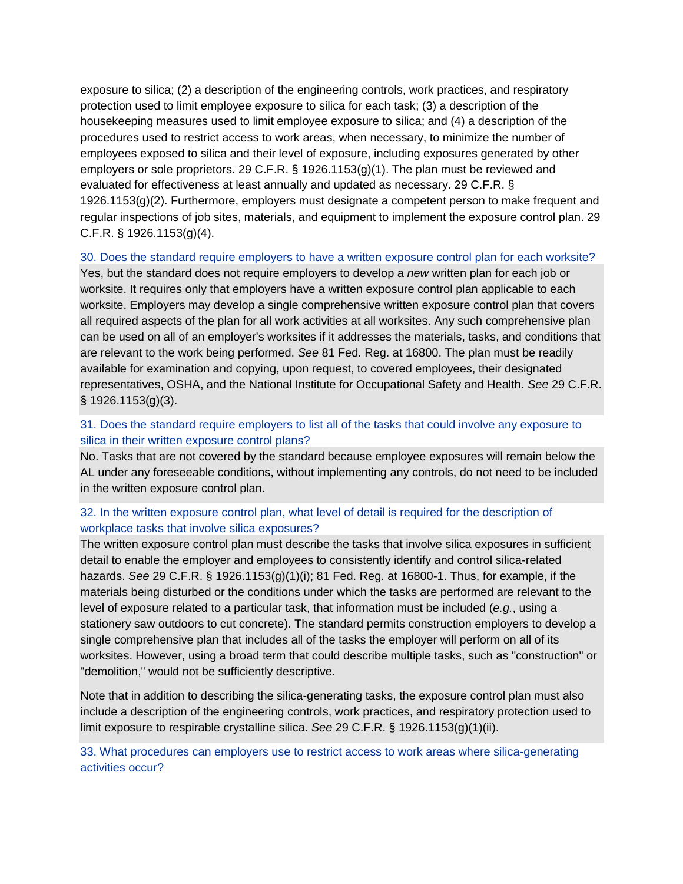exposure to silica; (2) a description of the engineering controls, work practices, and respiratory protection used to limit employee exposure to silica for each task; (3) a description of the housekeeping measures used to limit employee exposure to silica; and (4) a description of the procedures used to restrict access to work areas, when necessary, to minimize the number of employees exposed to silica and their level of exposure, including exposures generated by other employers or sole proprietors. 29 C.F.R. § 1926.1153(g)(1). The plan must be reviewed and evaluated for effectiveness at least annually and updated as necessary. 29 C.F.R. § 1926.1153(g)(2). Furthermore, employers must designate a competent person to make frequent and regular inspections of job sites, materials, and equipment to implement the exposure control plan. 29 C.F.R. § 1926.1153(g)(4).

### 30. Does the standard require employers to have a written exposure control plan for each worksite?

Yes, but the standard does not require employers to develop a *new* written plan for each job or worksite. It requires only that employers have a written exposure control plan applicable to each worksite. Employers may develop a single comprehensive written exposure control plan that covers all required aspects of the plan for all work activities at all worksites. Any such comprehensive plan can be used on all of an employer's worksites if it addresses the materials, tasks, and conditions that are relevant to the work being performed. *See* 81 Fed. Reg. at 16800. The plan must be readily available for examination and copying, upon request, to covered employees, their designated representatives, OSHA, and the National Institute for Occupational Safety and Health. *See* 29 C.F.R. § 1926.1153(g)(3).

### 31. Does the standard require employers to list all of the tasks that could involve any exposure to silica in their written exposure control plans?

No. Tasks that are not covered by the standard because employee exposures will remain below the AL under any foreseeable conditions, without implementing any controls, do not need to be included in the written exposure control plan.

### 32. In the written exposure control plan, what level of detail is required for the description of workplace tasks that involve silica exposures?

The written exposure control plan must describe the tasks that involve silica exposures in sufficient detail to enable the employer and employees to consistently identify and control silica-related hazards. *See* 29 C.F.R. § 1926.1153(g)(1)(i); 81 Fed. Reg. at 16800-1. Thus, for example, if the materials being disturbed or the conditions under which the tasks are performed are relevant to the level of exposure related to a particular task, that information must be included (*e.g.*, using a stationery saw outdoors to cut concrete). The standard permits construction employers to develop a single comprehensive plan that includes all of the tasks the employer will perform on all of its worksites. However, using a broad term that could describe multiple tasks, such as "construction" or "demolition," would not be sufficiently descriptive.

Note that in addition to describing the silica-generating tasks, the exposure control plan must also include a description of the engineering controls, work practices, and respiratory protection used to limit exposure to respirable crystalline silica. *See* 29 C.F.R. § 1926.1153(g)(1)(ii).

### 33. What procedures can employers use to restrict access to work areas where silica-generating activities occur?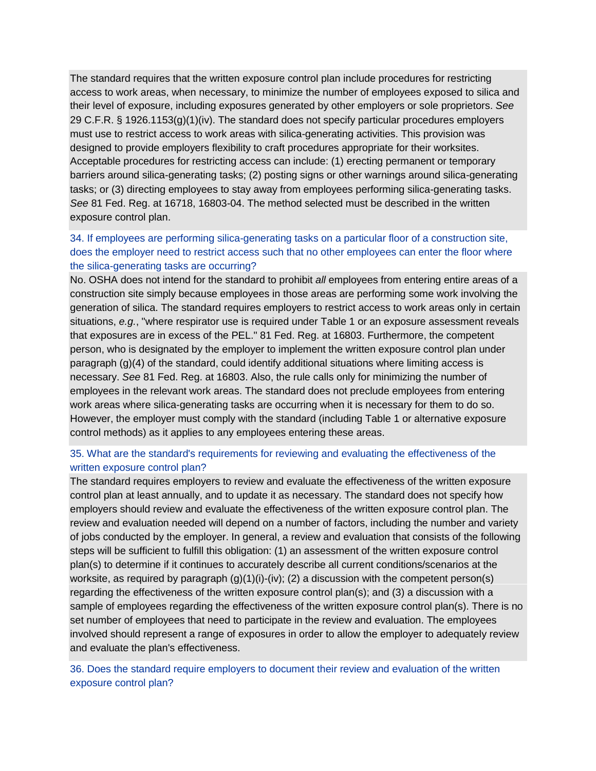The standard requires that the written exposure control plan include procedures for restricting access to work areas, when necessary, to minimize the number of employees exposed to silica and their level of exposure, including exposures generated by other employers or sole proprietors. *See* 29 C.F.R. § 1926.1153(g)(1)(iv). The standard does not specify particular procedures employers must use to restrict access to work areas with silica-generating activities. This provision was designed to provide employers flexibility to craft procedures appropriate for their worksites. Acceptable procedures for restricting access can include: (1) erecting permanent or temporary barriers around silica-generating tasks; (2) posting signs or other warnings around silica-generating tasks; or (3) directing employees to stay away from employees performing silica-generating tasks. *See* 81 Fed. Reg. at 16718, 16803-04. The method selected must be described in the written exposure control plan.

### 34. If employees are performing silica-generating tasks on a particular floor of a construction site, does the employer need to restrict access such that no other employees can enter the floor where the silica-generating tasks are occurring?

No. OSHA does not intend for the standard to prohibit *all* employees from entering entire areas of a construction site simply because employees in those areas are performing some work involving the generation of silica. The standard requires employers to restrict access to work areas only in certain situations, *e.g.*, "where respirator use is required under Table 1 or an exposure assessment reveals that exposures are in excess of the PEL." 81 Fed. Reg. at 16803. Furthermore, the competent person, who is designated by the employer to implement the written exposure control plan under paragraph (g)(4) of the standard, could identify additional situations where limiting access is necessary. *See* 81 Fed. Reg. at 16803. Also, the rule calls only for minimizing the number of employees in the relevant work areas. The standard does not preclude employees from entering work areas where silica-generating tasks are occurring when it is necessary for them to do so. However, the employer must comply with the standard (including Table 1 or alternative exposure control methods) as it applies to any employees entering these areas.

### 35. What are the standard's requirements for reviewing and evaluating the effectiveness of the written exposure control plan?

The standard requires employers to review and evaluate the effectiveness of the written exposure control plan at least annually, and to update it as necessary. The standard does not specify how employers should review and evaluate the effectiveness of the written exposure control plan. The review and evaluation needed will depend on a number of factors, including the number and variety of jobs conducted by the employer. In general, a review and evaluation that consists of the following steps will be sufficient to fulfill this obligation: (1) an assessment of the written exposure control plan(s) to determine if it continues to accurately describe all current conditions/scenarios at the worksite, as required by paragraph (g)(1)(i)-(iv); (2) a discussion with the competent person(s) regarding the effectiveness of the written exposure control plan(s); and (3) a discussion with a sample of employees regarding the effectiveness of the written exposure control plan(s). There is no set number of employees that need to participate in the review and evaluation. The employees involved should represent a range of exposures in order to allow the employer to adequately review and evaluate the plan's effectiveness.

### 36. Does the standard require employers to document their review and evaluation of the written exposure control plan?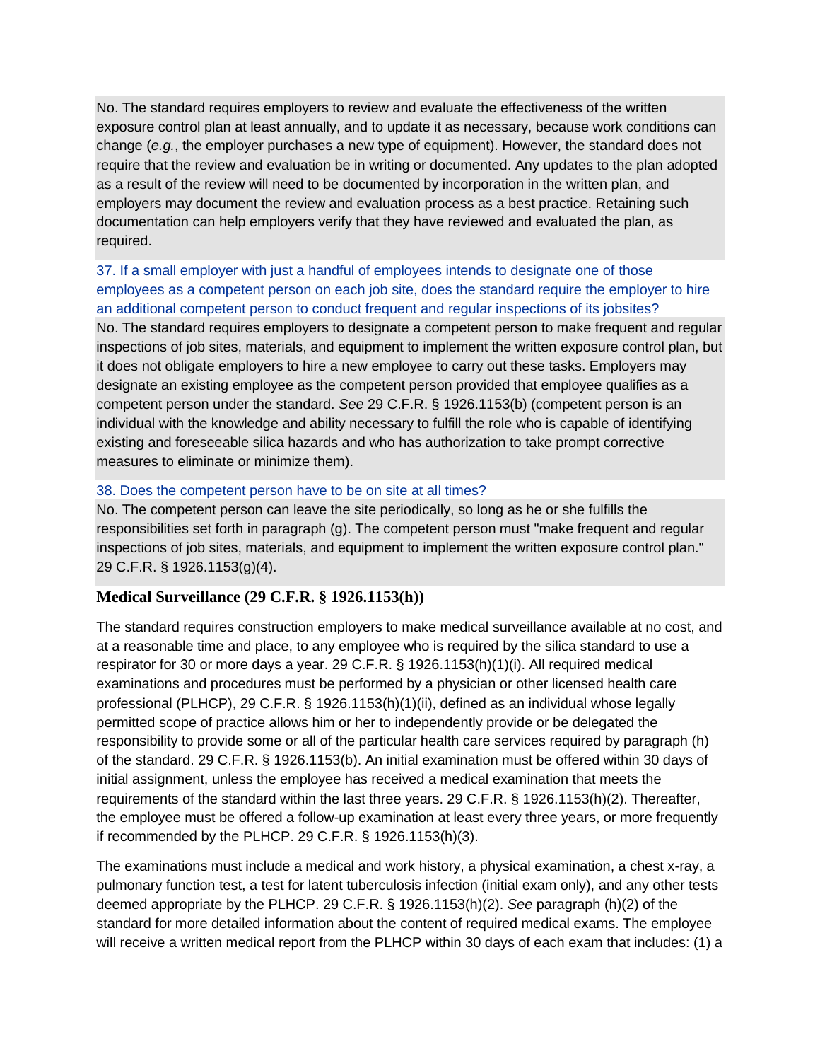No. The standard requires employers to review and evaluate the effectiveness of the written exposure control plan at least annually, and to update it as necessary, because work conditions can change (*e.g.*, the employer purchases a new type of equipment). However, the standard does not require that the review and evaluation be in writing or documented. Any updates to the plan adopted as a result of the review will need to be documented by incorporation in the written plan, and employers may document the review and evaluation process as a best practice. Retaining such documentation can help employers verify that they have reviewed and evaluated the plan, as required.

37. If a small employer with just a handful of employees intends to designate one of those employees as a competent person on each job site, does the standard require the employer to hire an additional competent person to conduct frequent and regular inspections of its jobsites?

No. The standard requires employers to designate a competent person to make frequent and regular inspections of job sites, materials, and equipment to implement the written exposure control plan, but it does not obligate employers to hire a new employee to carry out these tasks. Employers may designate an existing employee as the competent person provided that employee qualifies as a competent person under the standard. *See* 29 C.F.R. § 1926.1153(b) (competent person is an individual with the knowledge and ability necessary to fulfill the role who is capable of identifying existing and foreseeable silica hazards and who has authorization to take prompt corrective measures to eliminate or minimize them).

38. Does the competent person have to be on site at all times?

No. The competent person can leave the site periodically, so long as he or she fulfills the responsibilities set forth in paragraph (g). The competent person must "make frequent and regular inspections of job sites, materials, and equipment to implement the written exposure control plan." 29 C.F.R. § 1926.1153(g)(4).

### Medical Surveillance (29 C.F.R. § 1926.1153(h))

The standard requires construction employers to make medical surveillance available at no cost, and at a reasonable time and place, to any employee who is required by the silica standard to use a respirator for 30 or more days a year. 29 C.F.R. § 1926.1153(h)(1)(i). All required medical examinations and procedures must be performed by a physician or other licensed health care professional (PLHCP), 29 C.F.R. § 1926.1153(h)(1)(ii), defined as an individual whose legally permitted scope of practice allows him or her to independently provide or be delegated the responsibility to provide some or all of the particular health care services required by paragraph (h) of the standard. 29 C.F.R. § 1926.1153(b). An initial examination must be offered within 30 days of initial assignment, unless the employee has received a medical examination that meets the requirements of the standard within the last three years. 29 C.F.R. § 1926.1153(h)(2). Thereafter, the employee must be offered a follow-up examination at least every three years, or more frequently if recommended by the PLHCP. 29 C.F.R. § 1926.1153(h)(3).

The examinations must include a medical and work history, a physical examination, a chest x-ray, a pulmonary function test, a test for latent tuberculosis infection (initial exam only), and any other tests deemed appropriate by the PLHCP. 29 C.F.R. § 1926.1153(h)(2). *See* paragraph (h)(2) of the standard for more detailed information about the content of required medical exams. The employee will receive a written medical report from the PLHCP within 30 days of each exam that includes: (1) a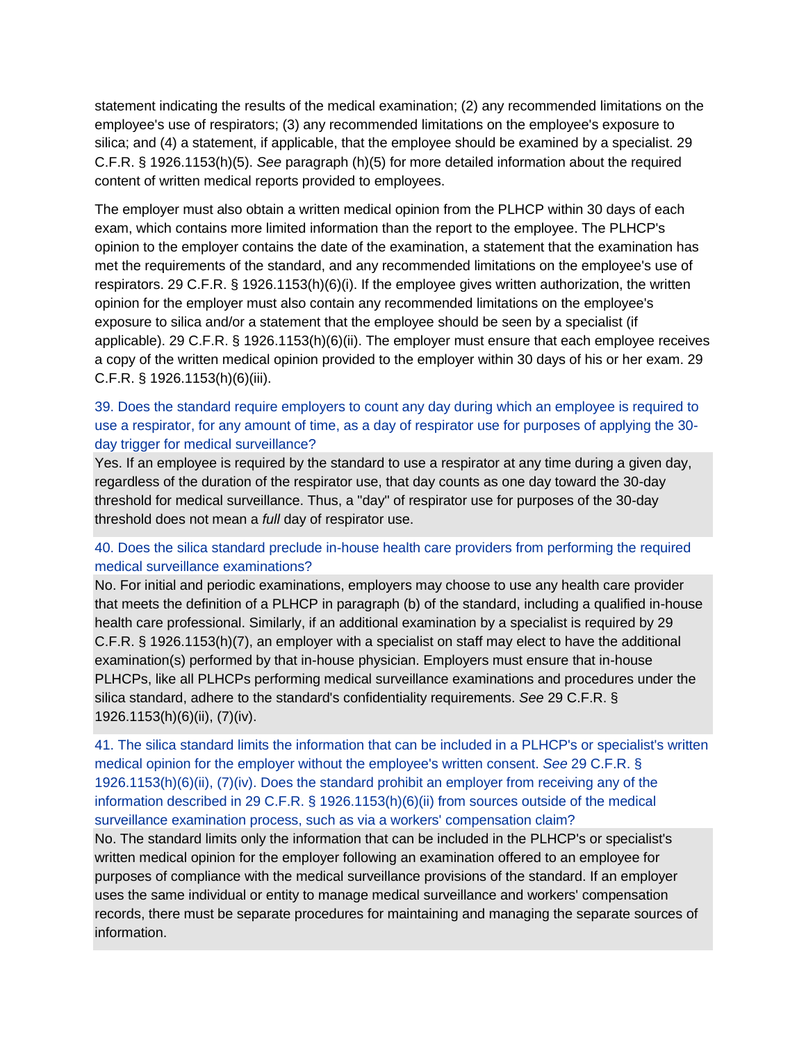statement indicating the results of the medical examination; (2) any recommended limitations on the employee's use of respirators; (3) any recommended limitations on the employee's exposure to silica; and (4) a statement, if applicable, that the employee should be examined by a specialist. 29 C.F.R. § 1926.1153(h)(5). *See* paragraph (h)(5) for more detailed information about the required content of written medical reports provided to employees.

The employer must also obtain a written medical opinion from the PLHCP within 30 days of each exam, which contains more limited information than the report to the employee. The PLHCP's opinion to the employer contains the date of the examination, a statement that the examination has met the requirements of the standard, and any recommended limitations on the employee's use of respirators. 29 C.F.R. § 1926.1153(h)(6)(i). If the employee gives written authorization, the written opinion for the employer must also contain any recommended limitations on the employee's exposure to silica and/or a statement that the employee should be seen by a specialist (if applicable). 29 C.F.R. § 1926.1153(h)(6)(ii). The employer must ensure that each employee receives a copy of the written medical opinion provided to the employer within 30 days of his or her exam. 29 C.F.R. § 1926.1153(h)(6)(iii).

### 39. Does the standard require employers to count any day during which an employee is required to use a respirator, for any amount of time, as a day of respirator use for purposes of applying the 30-day trigger for medical surveillance?

Yes. If an employee is required by the standard to use a respirator at any time during a given day, regardless of the duration of the respirator use, that day counts as one day toward the 30-day threshold for medical surveillance. Thus, a "day" of respirator use for purposes of the 30-day threshold does not mean a *full* day of respirator use.

### 40. Does the silica standard preclude in-house health care providers from performing the required medical surveillance examinations?

No. For initial and periodic examinations, employers may choose to use any health care provider that meets the definition of a PLHCP in paragraph (b) of the standard, including a qualified in-house health care professional. Similarly, if an additional examination by a specialist is required by 29 C.F.R. § 1926.1153(h)(7), an employer with a specialist on staff may elect to have the additional examination(s) performed by that in-house physician. Employers must ensure that in-house PLHCPs, like all PLHCPs performing medical surveillance examinations and procedures under the silica standard, adhere to the standard's confidentiality requirements. *See* 29 C.F.R. § 1926.1153(h)(6)(ii), (7)(iv).

### 41. The silica standard limits the information that can be included in a PLHCP's or specialist's written medical opinion for the employer without the employee's written consent. *See* 29 C.F.R. § 1926.1153(h)(6)(ii), (7)(iv). Does the standard prohibit an employer from receiving any of the information described in 29 C.F.R. § 1926.1153(h)(6)(ii) from sources outside of the medical surveillance examination process, such as via a workers' compensation claim?

No. The standard limits only the information that can be included in the PLHCP's or specialist's written medical opinion for the employer following an examination offered to an employee for purposes of compliance with the medical surveillance provisions of the standard. If an employer uses the same individual or entity to manage medical surveillance and workers' compensation records, there must be separate procedures for maintaining and managing the separate sources of information.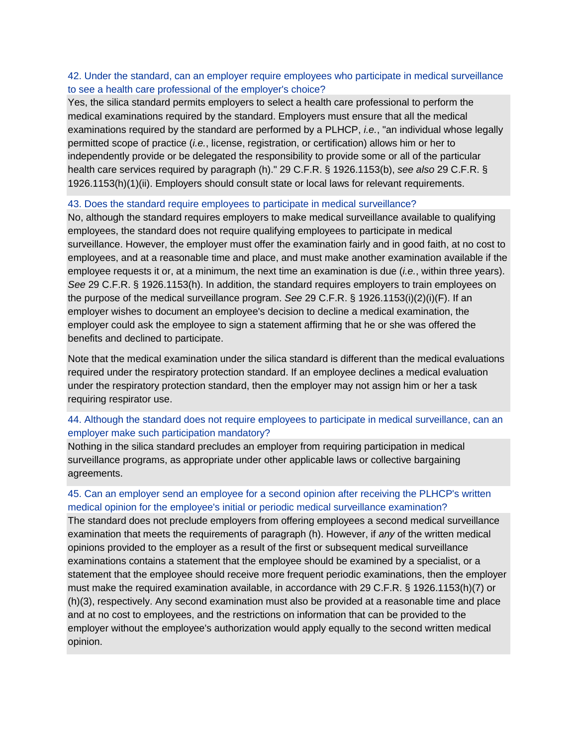### 42. Under the standard, can an employer require employees who participate in medical surveillance to see a health care professional of the employer's choice?

Yes, the silica standard permits employers to select a health care professional to perform the medical examinations required by the standard. Employers must ensure that all the medical examinations required by the standard are performed by a PLHCP, *i.e.*, "an individual whose legally permitted scope of practice (*i.e.*, license, registration, or certification) allows him or her to independently provide or be delegated the responsibility to provide some or all of the particular health care services required by paragraph (h)." 29 C.F.R. § 1926.1153(b), *see also* 29 C.F.R. § 1926.1153(h)(1)(ii). Employers should consult state or local laws for relevant requirements.

### 43. Does the standard require employees to participate in medical surveillance?

No, although the standard requires employers to make medical surveillance available to qualifying employees, the standard does not require qualifying employees to participate in medical surveillance. However, the employer must offer the examination fairly and in good faith, at no cost to employees, and at a reasonable time and place, and must make another examination available if the employee requests it or, at a minimum, the next time an examination is due (*i.e.*, within three years). *See* 29 C.F.R. § 1926.1153(h). In addition, the standard requires employers to train employees on the purpose of the medical surveillance program. *See* 29 C.F.R. § 1926.1153(i)(2)(i)(F). If an employer wishes to document an employee's decision to decline a medical examination, the employer could ask the employee to sign a statement affirming that he or she was offered the benefits and declined to participate.

Note that the medical examination under the silica standard is different than the medical evaluations required under the respiratory protection standard. If an employee declines a medical evaluation under the respiratory protection standard, then the employer may not assign him or her a task requiring respirator use.

### 44. Although the standard does not require employees to participate in medical surveillance, can an employer make such participation mandatory?

Nothing in the silica standard precludes an employer from requiring participation in medical surveillance programs, as appropriate under other applicable laws or collective bargaining agreements.

### 45. Can an employer send an employee for a second opinion after receiving the PLHCP's written medical opinion for the employee's initial or periodic medical surveillance examination?

The standard does not preclude employers from offering employees a second medical surveillance examination that meets the requirements of paragraph (h). However, if *any* of the written medical opinions provided to the employer as a result of the first or subsequent medical surveillance examinations contains a statement that the employee should be examined by a specialist, or a statement that the employee should receive more frequent periodic examinations, then the employer must make the required examination available, in accordance with 29 C.F.R. § 1926.1153(h)(7) or (h)(3), respectively. Any second examination must also be provided at a reasonable time and place and at no cost to employees, and the restrictions on information that can be provided to the employer without the employee's authorization would apply equally to the second written medical opinion.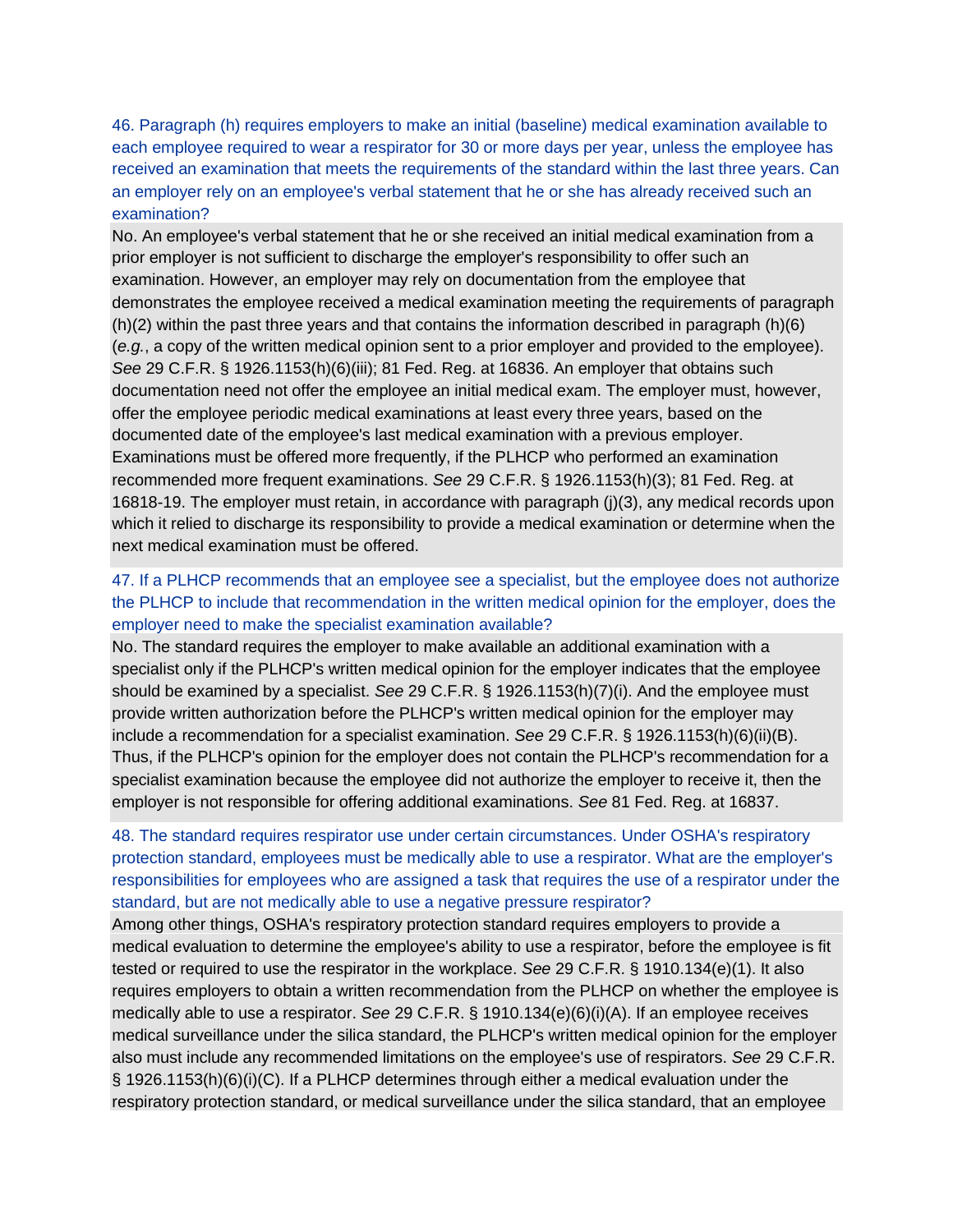46. Paragraph (h) requires employers to make an initial (baseline) medical examination available to each employee required to wear a respirator for 30 or more days per year, unless the employee has received an examination that meets the requirements of the standard within the last three years. Can an employer rely on an employee's verbal statement that he or she has already received such an examination?

No. An employee's verbal statement that he or she received an initial medical examination from a prior employer is not sufficient to discharge the employer's responsibility to offer such an examination. However, an employer may rely on documentation from the employee that demonstrates the employee received a medical examination meeting the requirements of paragraph (h)(2) within the past three years and that contains the information described in paragraph (h)(6) (*e.g.*, a copy of the written medical opinion sent to a prior employer and provided to the employee). *See* 29 C.F.R. § 1926.1153(h)(6)(iii); 81 Fed. Reg. at 16836. An employer that obtains such documentation need not offer the employee an initial medical exam. The employer must, however, offer the employee periodic medical examinations at least every three years, based on the documented date of the employee's last medical examination with a previous employer. Examinations must be offered more frequently, if the PLHCP who performed an examination recommended more frequent examinations. *See* 29 C.F.R. § 1926.1153(h)(3); 81 Fed. Reg. at 16818-19. The employer must retain, in accordance with paragraph (j)(3), any medical records upon which it relied to discharge its responsibility to provide a medical examination or determine when the next medical examination must be offered.

47. If a PLHCP recommends that an employee see a specialist, but the employee does not authorize the PLHCP to include that recommendation in the written medical opinion for the employer, does the employer need to make the specialist examination available?

No. The standard requires the employer to make available an additional examination with a specialist only if the PLHCP's written medical opinion for the employer indicates that the employee should be examined by a specialist. *See* 29 C.F.R. § 1926.1153(h)(7)(i). And the employee must provide written authorization before the PLHCP's written medical opinion for the employer may include a recommendation for a specialist examination. *See* 29 C.F.R. § 1926.1153(h)(6)(ii)(B). Thus, if the PLHCP's opinion for the employer does not contain the PLHCP's recommendation for a specialist examination because the employee did not authorize the employer to receive it, then the employer is not responsible for offering additional examinations. *See* 81 Fed. Reg. at 16837.

48. The standard requires respirator use under certain circumstances. Under OSHA's respiratory protection standard, employees must be medically able to use a respirator. What are the employer's responsibilities for employees who are assigned a task that requires the use of a respirator under the standard, but are not medically able to use a negative pressure respirator?

Among other things, OSHA's respiratory protection standard requires employers to provide a medical evaluation to determine the employee's ability to use a respirator, before the employee is fit tested or required to use the respirator in the workplace. *See* 29 C.F.R. § 1910.134(e)(1). It also requires employers to obtain a written recommendation from the PLHCP on whether the employee is medically able to use a respirator. *See* 29 C.F.R. § 1910.134(e)(6)(i)(A). If an employee receives medical surveillance under the silica standard, the PLHCP's written medical opinion for the employer also must include any recommended limitations on the employee's use of respirators. *See* 29 C.F.R. § 1926.1153(h)(6)(i)(C). If a PLHCP determines through either a medical evaluation under the respiratory protection standard, or medical surveillance under the silica standard, that an employee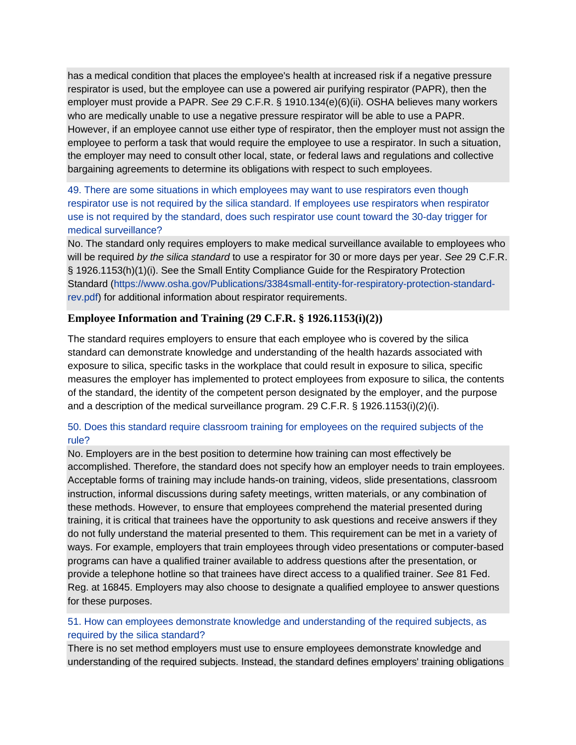has a medical condition that places the employee's health at increased risk if a negative pressure respirator is used, but the employee can use a powered air purifying respirator (PAPR), then the employer must provide a PAPR. *See* 29 C.F.R. § 1910.134(e)(6)(ii). OSHA believes many workers who are medically unable to use a negative pressure respirator will be able to use a PAPR. However, if an employee cannot use either type of respirator, then the employer must not assign the employee to perform a task that would require the employee to use a respirator. In such a situation, the employer may need to consult other local, state, or federal laws and regulations and collective bargaining agreements to determine its obligations with respect to such employees.

49. There are some situations in which employees may want to use respirators even though respirator use is not required by the silica standard. If employees use respirators when respirator use is not required by the standard, does such respirator use count toward the 30-day trigger for medical surveillance?

No. The standard only requires employers to make medical surveillance available to employees who will be required *by the silica standard* to use a respirator for 30 or more days per year. *See* 29 C.F.R. § 1926.1153(h)(1)(i). See the Small Entity Compliance Guide for the Respiratory Protection Standard (https://www.osha.gov/Publications/3384small-entity-for-respiratory-protection-standard-rev.pdf) for additional information about respirator requirements.

### Employee Information and Training (29 C.F.R. § 1926.1153(i)(2))

The standard requires employers to ensure that each employee who is covered by the silica standard can demonstrate knowledge and understanding of the health hazards associated with exposure to silica, specific tasks in the workplace that could result in exposure to silica, specific measures the employer has implemented to protect employees from exposure to silica, the contents of the standard, the identity of the competent person designated by the employer, and the purpose and a description of the medical surveillance program. 29 C.F.R. § 1926.1153(i)(2)(i).

50. Does this standard require classroom training for employees on the required subjects of the rule?

No. Employers are in the best position to determine how training can most effectively be accomplished. Therefore, the standard does not specify how an employer needs to train employees. Acceptable forms of training may include hands-on training, videos, slide presentations, classroom instruction, informal discussions during safety meetings, written materials, or any combination of these methods. However, to ensure that employees comprehend the material presented during training, it is critical that trainees have the opportunity to ask questions and receive answers if they do not fully understand the material presented to them. This requirement can be met in a variety of ways. For example, employers that train employees through video presentations or computer-based programs can have a qualified trainer available to address questions after the presentation, or provide a telephone hotline so that trainees have direct access to a qualified trainer. *See* 81 Fed. Reg. at 16845. Employers may also choose to designate a qualified employee to answer questions for these purposes.

51. How can employees demonstrate knowledge and understanding of the required subjects, as required by the silica standard?

There is no set method employers must use to ensure employees demonstrate knowledge and understanding of the required subjects. Instead, the standard defines employers' training obligations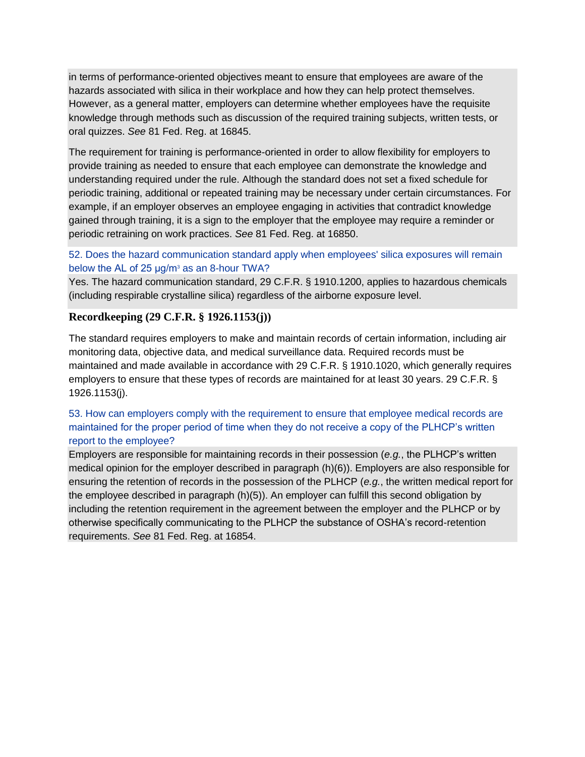in terms of performance-oriented objectives meant to ensure that employees are aware of the hazards associated with silica in their workplace and how they can help protect themselves. However, as a general matter, employers can determine whether employees have the requisite knowledge through methods such as discussion of the required training subjects, written tests, or oral quizzes. *See* 81 Fed. Reg. at 16845.

The requirement for training is performance-oriented in order to allow flexibility for employers to provide training as needed to ensure that each employee can demonstrate the knowledge and understanding required under the rule. Although the standard does not set a fixed schedule for periodic training, additional or repeated training may be necessary under certain circumstances. For example, if an employer observes an employee engaging in activities that contradict knowledge gained through training, it is a sign to the employer that the employee may require a reminder or periodic retraining on work practices. *See* 81 Fed. Reg. at 16850.

52. Does the hazard communication standard apply when employees' silica exposures will remain below the AL of 25 μg/m$^3$ as an 8-hour TWA?

Yes. The hazard communication standard, 29 C.F.R. § 1910.1200, applies to hazardous chemicals (including respirable crystalline silica) regardless of the airborne exposure level.

## Recordkeeping (29 C.F.R. § 1926.1153(j))

The standard requires employers to make and maintain records of certain information, including air monitoring data, objective data, and medical surveillance data. Required records must be maintained and made available in accordance with 29 C.F.R. § 1910.1020, which generally requires employers to ensure that these types of records are maintained for at least 30 years. 29 C.F.R. § 1926.1153(j).

53. How can employers comply with the requirement to ensure that employee medical records are maintained for the proper period of time when they do not receive a copy of the PLHCP's written report to the employee?

Employers are responsible for maintaining records in their possession (*e.g.*, the PLHCP's written medical opinion for the employer described in paragraph (h)(6)). Employers are also responsible for ensuring the retention of records in the possession of the PLHCP (*e.g.*, the written medical report for the employee described in paragraph (h)(5)). An employer can fulfill this second obligation by including the retention requirement in the agreement between the employer and the PLHCP or by otherwise specifically communicating to the PLHCP the substance of OSHA's record-retention requirements. *See* 81 Fed. Reg. at 16854.